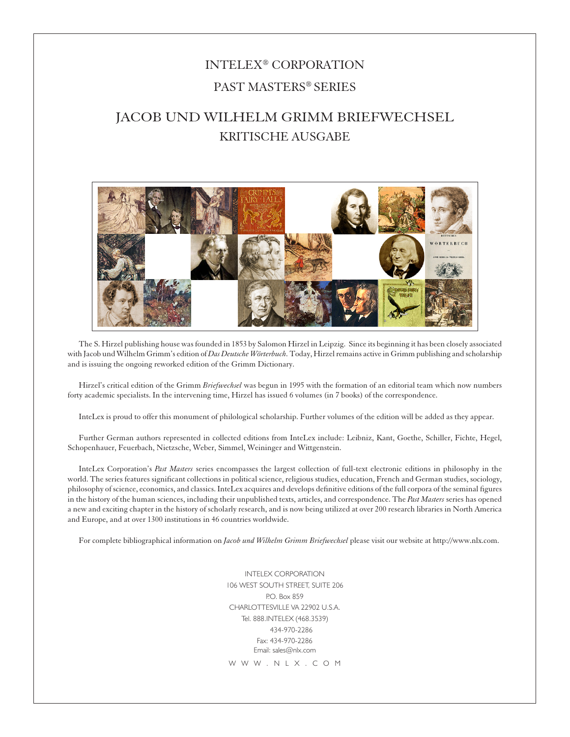# INTELEX® CORPORATION

## PAST MASTERS® SERIES

# JACOB UND WILHELM GRIMM BRIEFWECHSEL

## KRITISCHE AUSGABE

The S. Hirzel publishing house was founded in 1853 by Salomon Hirzel in Leipzig. Since its beginning it has been closely associated with Jacob und Wilhelm Grimm's edition of *Das Deutsche Wörterbuch*. Today, Hirzel remains active in Grimm publishing and scholarship and is issuing the ongoing reworked edition of the Grimm Dictionary.

Hirzel's critical edition of the Grimm *Briefwechsel* was begun in 1995 with the formation of an editorial team which now numbers forty academic specialists. In the intervening time, Hirzel has issued 6 volumes (in 7 books) of the correspondence.

InteLex is proud to offer this monument of philological scholarship. Further volumes of the edition will be added as they appear.

Further German authors represented in collected editions from InteLex include: Leibniz, Kant, Goethe, Schiller, Fichte, Hegel, Schopenhauer, Feuerbach, Nietzsche, Weber, Simmel, Weininger and Wittgenstein.

InteLex Corporation's *Past Masters* series encompasses the largest collection of full-text electronic editions in philosophy in the world. The series features significant collections in political science, religious studies, education, French and German studies, sociology, philosophy of science, economics, and classics. InteLex acquires and develops definitive editions of the full corpora of the seminal figures in the history of the human sciences, including their unpublished texts, articles, and correspondence. The *Past Masters* series has opened a new and exciting chapter in the history of scholarly research, and is now being utilized at over 200 research libraries in North America and Europe, and at over 1300 institutions in 46 countries worldwide.

For complete bibliographical information on *Jacob und Wilhelm Grimm Briefwechsel* please visit our website at http://www.nlx.com.

INTELEX CORPORATION
106 WEST SOUTH STREET, SUITE 206
P.O. Box 859
CHARLOTTESVILLE VA 22902 U.S.A.
Tel. 888.INTELEX (468.3539)
434-970-2286
Fax: 434-970-2286
Email: sales@nlx.com

W W W . N L X . C O M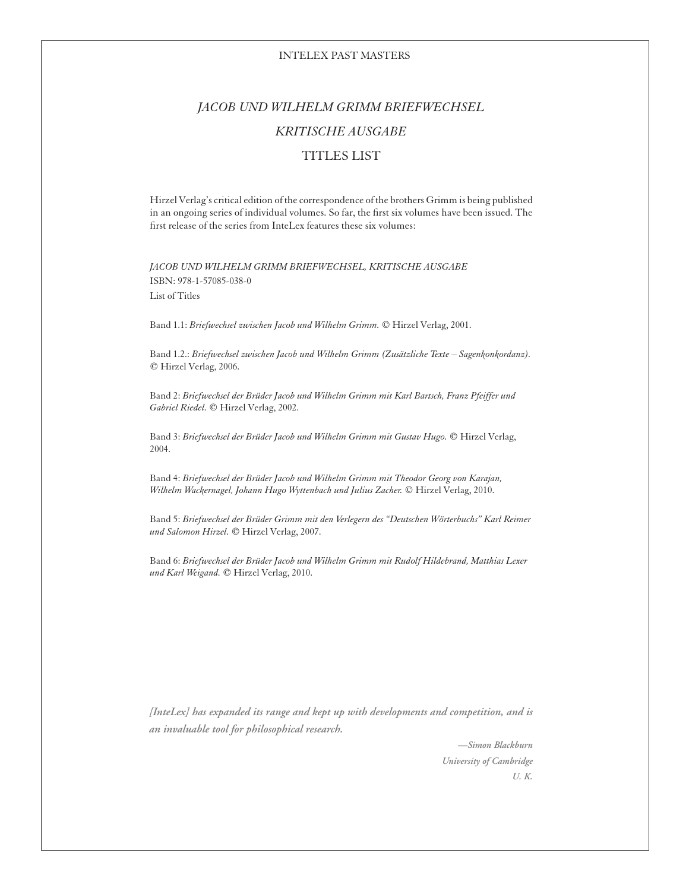INTELEX PAST MASTERS

# *JACOB UND WILHELM GRIMM BRIEFWECHSEL*

## *KRITISCHE AUSGABE*

## TITLES LIST

Hirzel Verlag's critical edition of the correspondence of the brothers Grimm is being published in an ongoing series of individual volumes. So far, the first six volumes have been issued. The first release of the series from InteLex features these six volumes:

*JACOB UND WILHELM GRIMM BRIEFWECHSEL, KRITISCHE AUSGABE*
ISBN: 978-1-57085-038-0
List of Titles

Band 1.1: *Briefwechsel zwischen Jacob und Wilhelm Grimm.* © Hirzel Verlag, 2001.

Band 1.2.: *Briefwechsel zwischen Jacob und Wilhelm Grimm (Zusätzliche Texte – Sagenkonkordanz).* © Hirzel Verlag, 2006.

Band 2: *Briefwechsel der Brüder Jacob und Wilhelm Grimm mit Karl Bartsch, Franz Pfeiffer und Gabriel Riedel.* © Hirzel Verlag, 2002.

Band 3: *Briefwechsel der Brüder Jacob und Wilhelm Grimm mit Gustav Hugo.* © Hirzel Verlag, 2004.

Band 4: *Briefwechsel der Brüder Jacob und Wilhelm Grimm mit Theodor Georg von Karajan, Wilhelm Wackernagel, Johann Hugo Wyttenbach und Julius Zacher.* © Hirzel Verlag, 2010.

Band 5: *Briefwechsel der Brüder Grimm mit den Verlegern des "Deutschen Wörterbuchs" Karl Reimer und Salomon Hirzel.* © Hirzel Verlag, 2007.

Band 6: *Briefwechsel der Brüder Jacob und Wilhelm Grimm mit Rudolf Hildebrand, Matthias Lexer und Karl Weigand.* © Hirzel Verlag, 2010.

***[InteLex] has expanded its range and kept up with developments and competition, and is an invaluable tool for philosophical research.***

*—Simon Blackburn*
*University of Cambridge*
*U. K.*